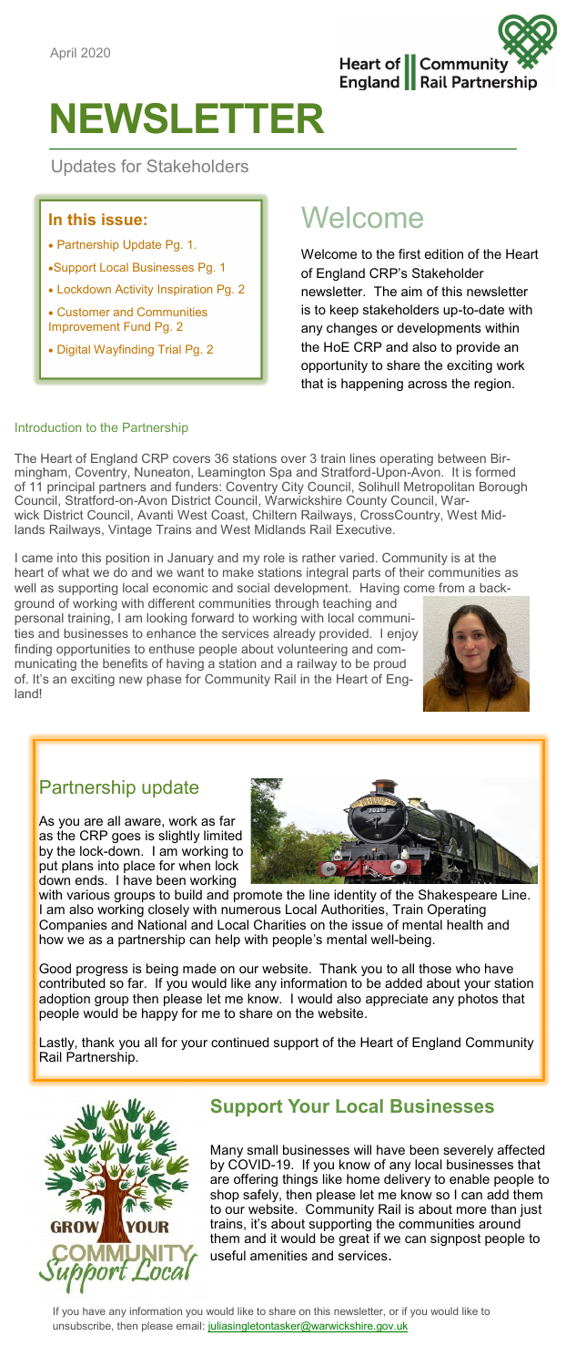April 2020

Heart of England Community Rail Partnership

# NEWSLETTER

Updates for Stakeholders

### In this issue:

- Partnership Update Pg. 1.
- Support Local Businesses Pg. 1
- Lockdown Activity Inspiration Pg. 2
- Customer and Communities Improvement Fund Pg. 2
- Digital Wayfinding Trial Pg. 2

# Welcome

Welcome to the first edition of the Heart of England CRP's Stakeholder newsletter. The aim of this newsletter is to keep stakeholders up-to-date with any changes or developments within the HoE CRP and also to provide an opportunity to share the exciting work that is happening across the region.

#### Introduction to the Partnership

The Heart of England CRP covers 36 stations over 3 train lines operating between Birmingham, Coventry, Nuneaton, Leamington Spa and Stratford-Upon-Avon. It is formed of 11 principal partners and funders: Coventry City Council, Solihull Metropolitan Borough Council, Stratford-on-Avon District Council, Warwickshire County Council, Warwick District Council, Avanti West Coast, Chiltern Railways, CrossCountry, West Midlands Railways, Vintage Trains and West Midlands Rail Executive.

I came into this position in January and my role is rather varied. Community is at the heart of what we do and we want to make stations integral parts of their communities as well as supporting local economic and social development. Having come from a background of working with different communities through teaching and personal training, I am looking forward to working with local communities and businesses to enhance the services already provided. I enjoy finding opportunities to enthuse people about volunteering and communicating the benefits of having a station and a railway to be proud of. It's an exciting new phase for Community Rail in the Heart of England!

## Partnership update

As you are all aware, work as far as the CRP goes is slightly limited by the lock-down. I am working to put plans into place for when lock down ends. I have been working with various groups to build and promote the line identity of the Shakespeare Line. I am also working closely with numerous Local Authorities, Train Operating Companies and National and Local Charities on the issue of mental health and how we as a partnership can help with people's mental well-being.

Good progress is being made on our website. Thank you to all those who have contributed so far. If you would like any information to be added about your station adoption group then please let me know. I would also appreciate any photos that people would be happy for me to share on the website.

Lastly, thank you all for your continued support of the Heart of England Community Rail Partnership.

## Support Your Local Businesses

GROW YOUR COMMUNITY Support Local

Many small businesses will have been severely affected by COVID-19. If you know of any local businesses that are offering things like home delivery to enable people to shop safely, then please let me know so I can add them to our website. Community Rail is about more than just trains, it's about supporting the communities around them and it would be great if we can signpost people to useful amenities and services.

If you have any information you would like to share on this newsletter, or if you would like to unsubscribe, then please email: juliasingletontasker@warwickshire.gov.uk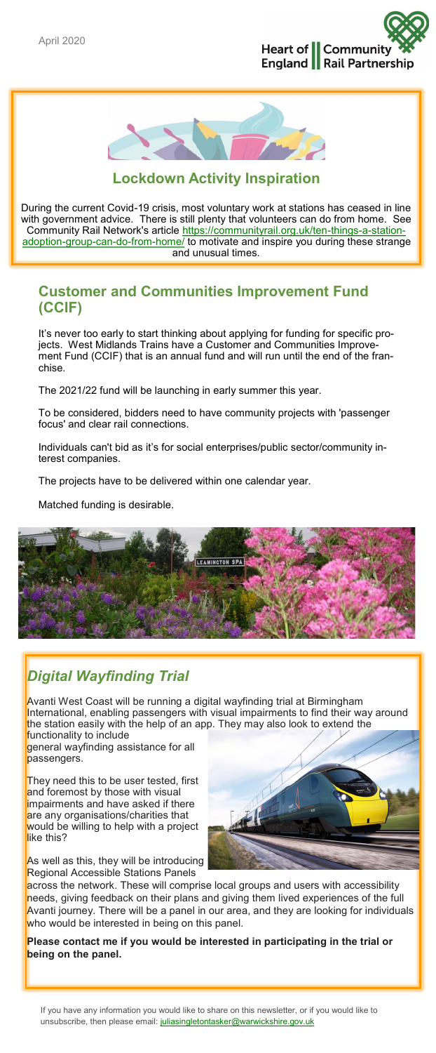April 2020

## Lockdown Activity Inspiration

During the current Covid-19 crisis, most voluntary work at stations has ceased in line with government advice. There is still plenty that volunteers can do from home. See Community Rail Network's article https://communityrail.org.uk/ten-things-a-station-adoption-group-can-do-from-home/ to motivate and inspire you during these strange and unusual times.

## Customer and Communities Improvement Fund (CCIF)

It's never too early to start thinking about applying for funding for specific projects. West Midlands Trains have a Customer and Communities Improvement Fund (CCIF) that is an annual fund and will run until the end of the franchise.

The 2021/22 fund will be launching in early summer this year.

To be considered, bidders need to have community projects with 'passenger focus' and clear rail connections.

Individuals can't bid as it's for social enterprises/public sector/community interest companies.

The projects have to be delivered within one calendar year.

Matched funding is desirable.

## *Digital Wayfinding Trial*

Avanti West Coast will be running a digital wayfinding trial at Birmingham International, enabling passengers with visual impairments to find their way around the station easily with the help of an app. They may also look to extend the functionality to include general wayfinding assistance for all passengers.

They need this to be user tested, first and foremost by those with visual impairments and have asked if there are any organisations/charities that would be willing to help with a project like this?

As well as this, they will be introducing Regional Accessible Stations Panels across the network. These will comprise local groups and users with accessibility needs, giving feedback on their plans and giving them lived experiences of the full Avanti journey. There will be a panel in our area, and they are looking for individuals who would be interested in being on this panel.

**Please contact me if you would be interested in participating in the trial or being on the panel.**

If you have any information you would like to share on this newsletter, or if you would like to unsubscribe, then please email: juliasingletontasker@warwickshire.gov.uk